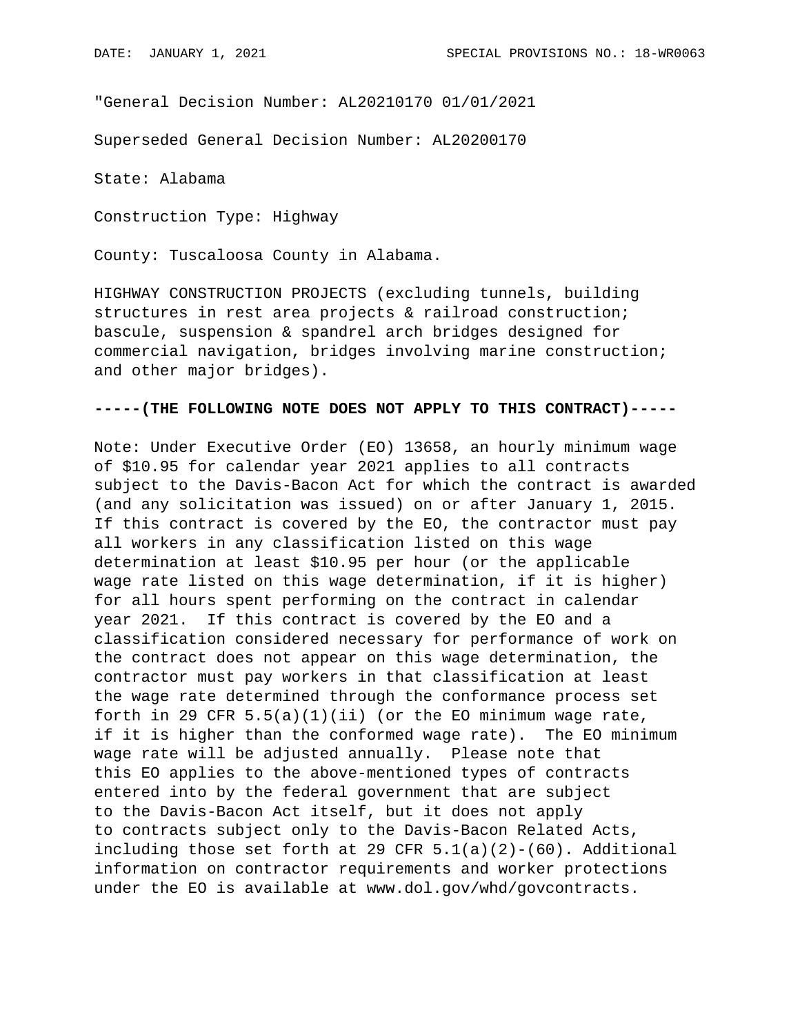"General Decision Number: AL20210170 01/01/2021

Superseded General Decision Number: AL20200170

State: Alabama

Construction Type: Highway

County: Tuscaloosa County in Alabama.

HIGHWAY CONSTRUCTION PROJECTS (excluding tunnels, building structures in rest area projects & railroad construction; bascule, suspension & spandrel arch bridges designed for commercial navigation, bridges involving marine construction; and other major bridges).

**-----(THE FOLLOWING NOTE DOES NOT APPLY TO THIS CONTRACT)-----**

Note: Under Executive Order (EO) 13658, an hourly minimum wage of $10.95 for calendar year 2021 applies to all contracts subject to the Davis-Bacon Act for which the contract is awarded (and any solicitation was issued) on or after January 1, 2015. If this contract is covered by the EO, the contractor must pay all workers in any classification listed on this wage determination at least $10.95 per hour (or the applicable wage rate listed on this wage determination, if it is higher) for all hours spent performing on the contract in calendar year 2021. If this contract is covered by the EO and a classification considered necessary for performance of work on the contract does not appear on this wage determination, the contractor must pay workers in that classification at least the wage rate determined through the conformance process set forth in 29 CFR 5.5(a)(1)(ii) (or the EO minimum wage rate, if it is higher than the conformed wage rate). The EO minimum wage rate will be adjusted annually. Please note that this EO applies to the above-mentioned types of contracts entered into by the federal government that are subject to the Davis-Bacon Act itself, but it does not apply to contracts subject only to the Davis-Bacon Related Acts, including those set forth at 29 CFR 5.1(a)(2)-(60). Additional information on contractor requirements and worker protections under the EO is available at www.dol.gov/whd/govcontracts.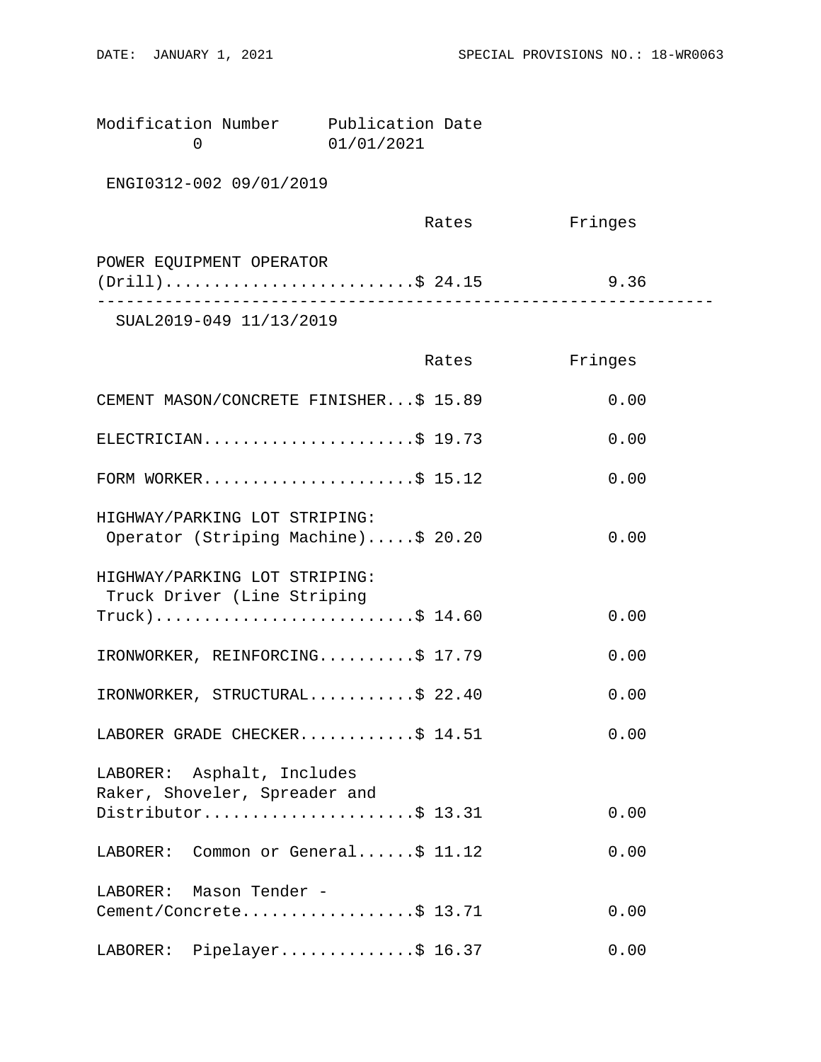Modification Number     Publication Date
0                       01/01/2021

ENGI0312-002 09/01/2019

| | Rates | Fringes |
|---|---|---|
| POWER EQUIPMENT OPERATOR (Drill) | $ 24.15 | 9.36 |

---

SUAL2019-049 11/13/2019

| | Rates | Fringes |
|---|---|---|
| CEMENT MASON/CONCRETE FINISHER | $ 15.89 | 0.00 |
| ELECTRICIAN | $ 19.73 | 0.00 |
| FORM WORKER | $ 15.12 | 0.00 |
| HIGHWAY/PARKING LOT STRIPING: Operator (Striping Machine) | $ 20.20 | 0.00 |
| HIGHWAY/PARKING LOT STRIPING: Truck Driver (Line Striping Truck) | $ 14.60 | 0.00 |
| IRONWORKER, REINFORCING | $ 17.79 | 0.00 |
| IRONWORKER, STRUCTURAL | $ 22.40 | 0.00 |
| LABORER GRADE CHECKER | $ 14.51 | 0.00 |
| LABORER: Asphalt, Includes Raker, Shoveler, Spreader and Distributor | $ 13.31 | 0.00 |
| LABORER: Common or General | $ 11.12 | 0.00 |
| LABORER: Mason Tender - Cement/Concrete | $ 13.71 | 0.00 |
| LABORER: Pipelayer | $ 16.37 | 0.00 |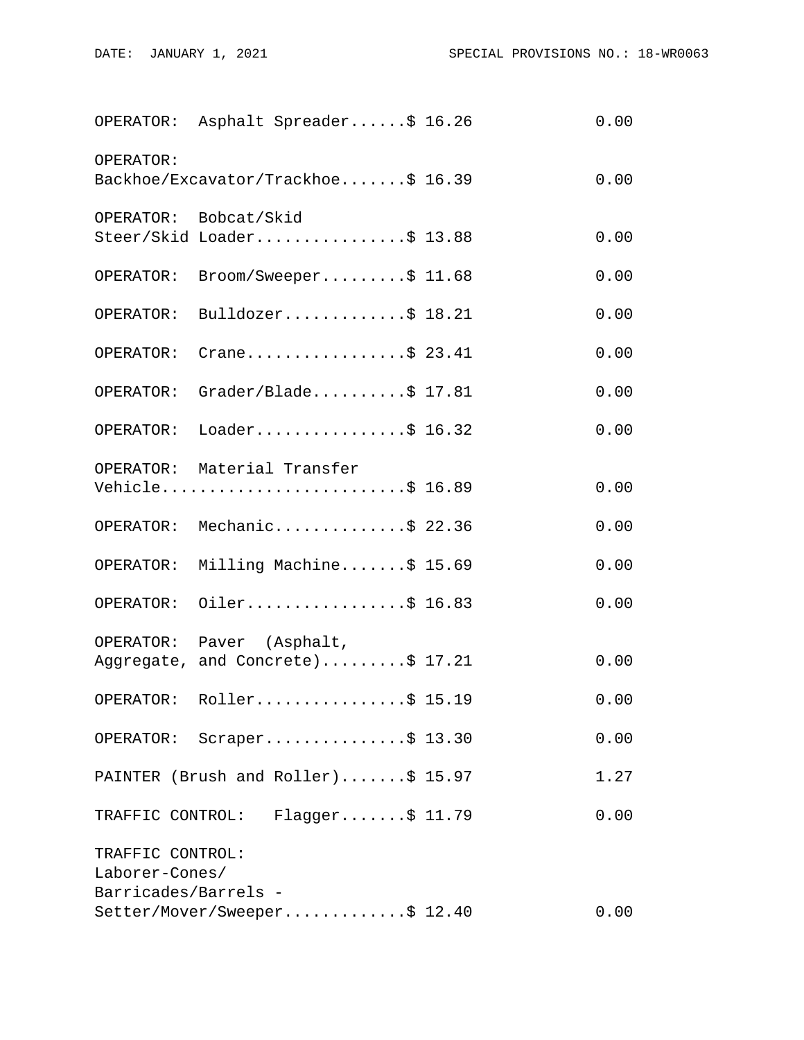| Classification | Rates | Fringes |
|---|---|---|
| OPERATOR: Asphalt Spreader | $ 16.26 | 0.00 |
| OPERATOR: Backhoe/Excavator/Trackhoe | $ 16.39 | 0.00 |
| OPERATOR: Bobcat/Skid Steer/Skid Loader | $ 13.88 | 0.00 |
| OPERATOR: Broom/Sweeper | $ 11.68 | 0.00 |
| OPERATOR: Bulldozer | $ 18.21 | 0.00 |
| OPERATOR: Crane | $ 23.41 | 0.00 |
| OPERATOR: Grader/Blade | $ 17.81 | 0.00 |
| OPERATOR: Loader | $ 16.32 | 0.00 |
| OPERATOR: Material Transfer Vehicle | $ 16.89 | 0.00 |
| OPERATOR: Mechanic | $ 22.36 | 0.00 |
| OPERATOR: Milling Machine | $ 15.69 | 0.00 |
| OPERATOR: Oiler | $ 16.83 | 0.00 |
| OPERATOR: Paver (Asphalt, Aggregate, and Concrete) | $ 17.21 | 0.00 |
| OPERATOR: Roller | $ 15.19 | 0.00 |
| OPERATOR: Scraper | $ 13.30 | 0.00 |
| PAINTER (Brush and Roller) | $ 15.97 | 1.27 |
| TRAFFIC CONTROL: Flagger | $ 11.79 | 0.00 |
| TRAFFIC CONTROL: Laborer-Cones/ Barricades/Barrels - Setter/Mover/Sweeper | $ 12.40 | 0.00 |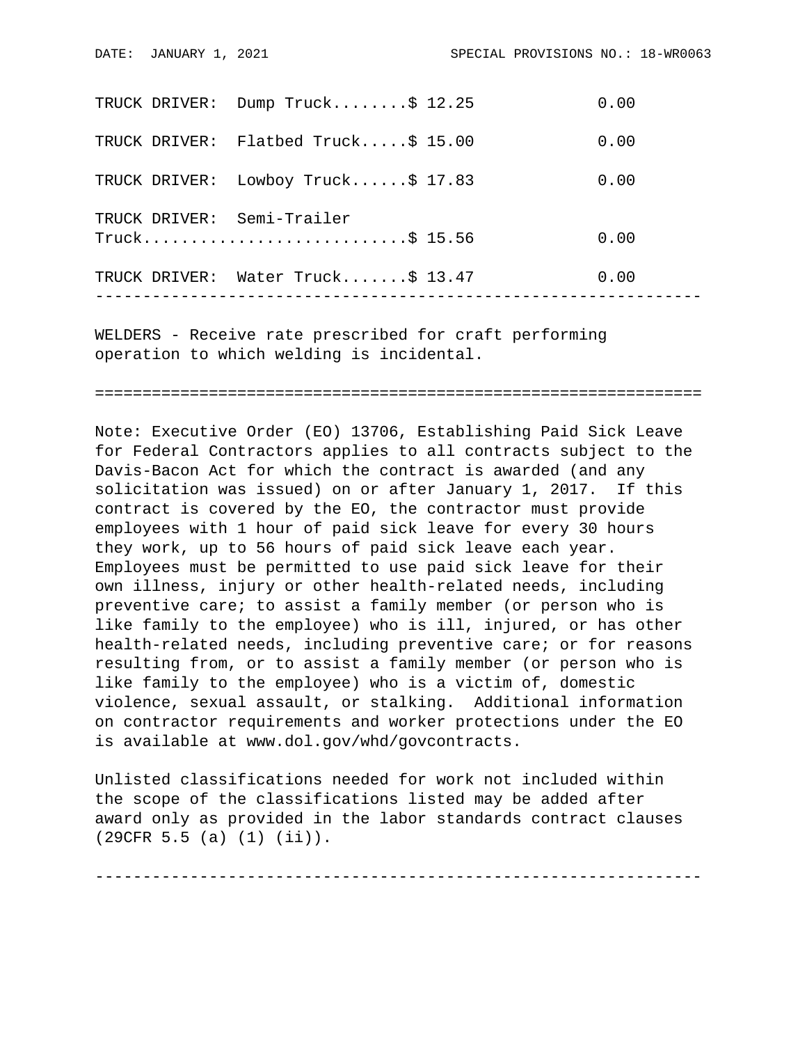| | Rates | Fringes |
|---|---|---|
| TRUCK DRIVER: Dump Truck | $ 12.25 | 0.00 |
| TRUCK DRIVER: Flatbed Truck | $ 15.00 | 0.00 |
| TRUCK DRIVER: Lowboy Truck | $ 17.83 | 0.00 |
| TRUCK DRIVER: Semi-Trailer Truck | $ 15.56 | 0.00 |
| TRUCK DRIVER: Water Truck | $ 13.47 | 0.00 |

---

WELDERS - Receive rate prescribed for craft performing operation to which welding is incidental.

---

Note: Executive Order (EO) 13706, Establishing Paid Sick Leave for Federal Contractors applies to all contracts subject to the Davis-Bacon Act for which the contract is awarded (and any solicitation was issued) on or after January 1, 2017. If this contract is covered by the EO, the contractor must provide employees with 1 hour of paid sick leave for every 30 hours they work, up to 56 hours of paid sick leave each year. Employees must be permitted to use paid sick leave for their own illness, injury or other health-related needs, including preventive care; to assist a family member (or person who is like family to the employee) who is ill, injured, or has other health-related needs, including preventive care; or for reasons resulting from, or to assist a family member (or person who is like family to the employee) who is a victim of, domestic violence, sexual assault, or stalking. Additional information on contractor requirements and worker protections under the EO is available at www.dol.gov/whd/govcontracts.

Unlisted classifications needed for work not included within the scope of the classifications listed may be added after award only as provided in the labor standards contract clauses (29CFR 5.5 (a) (1) (ii)).

---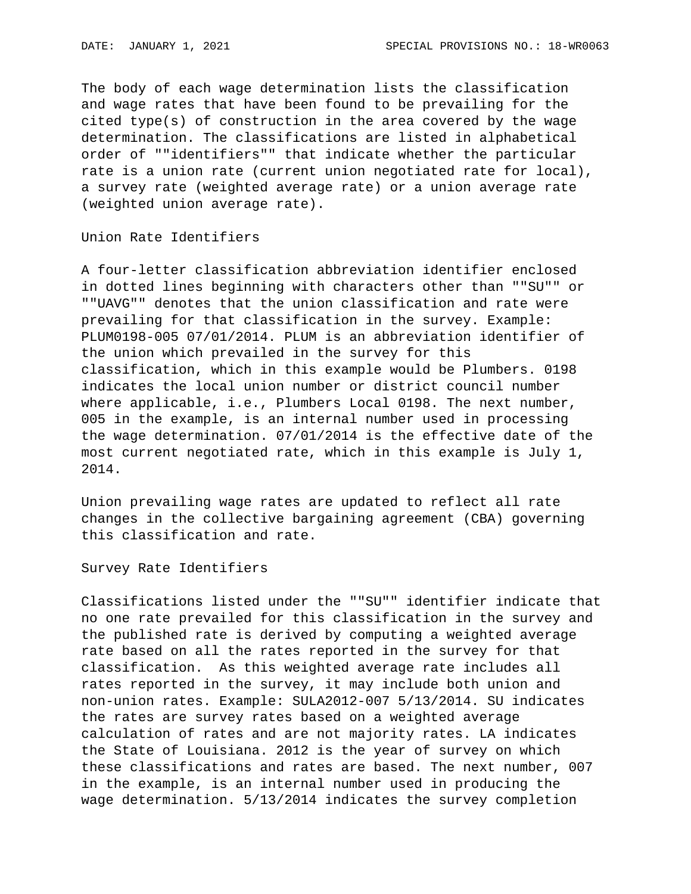The body of each wage determination lists the classification and wage rates that have been found to be prevailing for the cited type(s) of construction in the area covered by the wage determination. The classifications are listed in alphabetical order of ""identifiers"" that indicate whether the particular rate is a union rate (current union negotiated rate for local), a survey rate (weighted average rate) or a union average rate (weighted union average rate).

Union Rate Identifiers

A four-letter classification abbreviation identifier enclosed in dotted lines beginning with characters other than ""SU"" or ""UAVG"" denotes that the union classification and rate were prevailing for that classification in the survey. Example: PLUM0198-005 07/01/2014. PLUM is an abbreviation identifier of the union which prevailed in the survey for this classification, which in this example would be Plumbers. 0198 indicates the local union number or district council number where applicable, i.e., Plumbers Local 0198. The next number, 005 in the example, is an internal number used in processing the wage determination. 07/01/2014 is the effective date of the most current negotiated rate, which in this example is July 1, 2014.

Union prevailing wage rates are updated to reflect all rate changes in the collective bargaining agreement (CBA) governing this classification and rate.

Survey Rate Identifiers

Classifications listed under the ""SU"" identifier indicate that no one rate prevailed for this classification in the survey and the published rate is derived by computing a weighted average rate based on all the rates reported in the survey for that classification. As this weighted average rate includes all rates reported in the survey, it may include both union and non-union rates. Example: SULA2012-007 5/13/2014. SU indicates the rates are survey rates based on a weighted average calculation of rates and are not majority rates. LA indicates the State of Louisiana. 2012 is the year of survey on which these classifications and rates are based. The next number, 007 in the example, is an internal number used in producing the wage determination. 5/13/2014 indicates the survey completion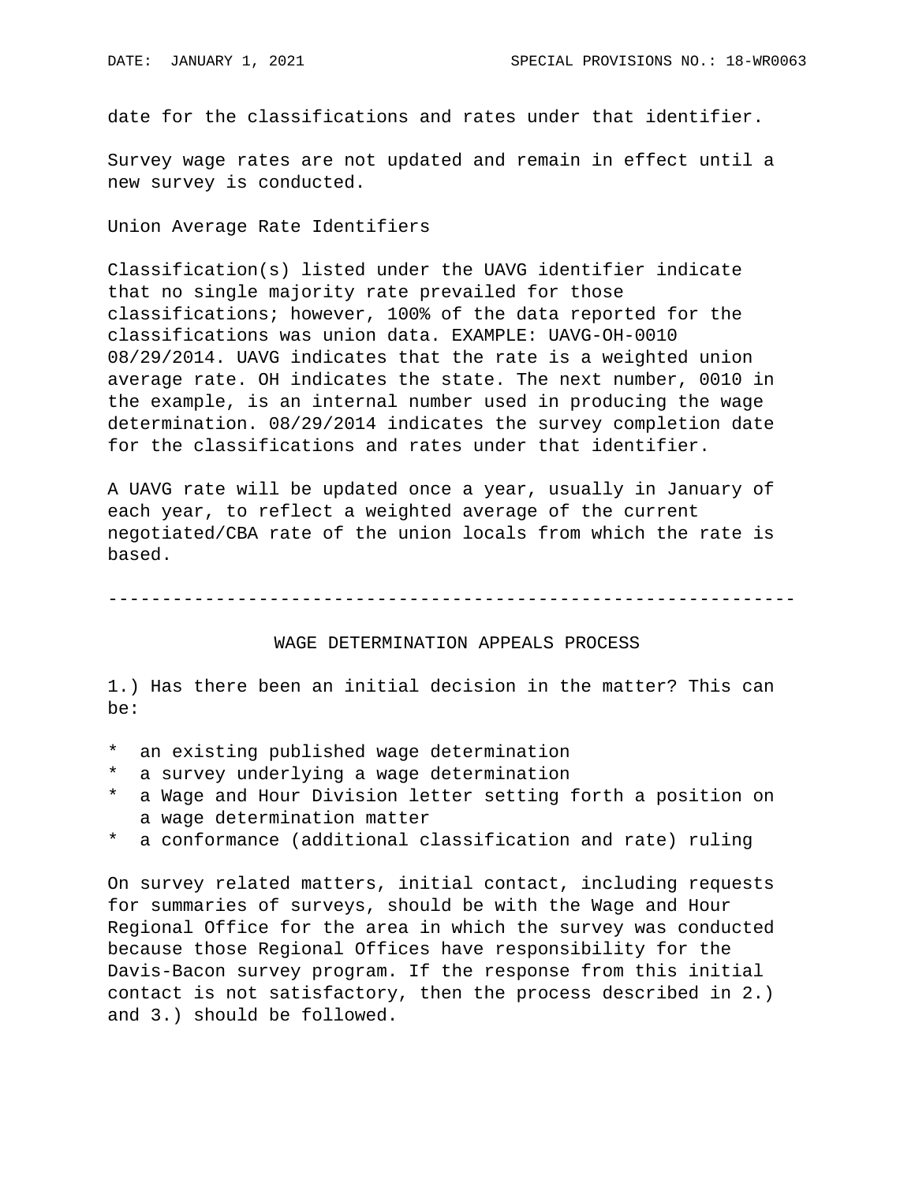date for the classifications and rates under that identifier.

Survey wage rates are not updated and remain in effect until a new survey is conducted.

Union Average Rate Identifiers

Classification(s) listed under the UAVG identifier indicate that no single majority rate prevailed for those classifications; however, 100% of the data reported for the classifications was union data. EXAMPLE: UAVG-OH-0010 08/29/2014. UAVG indicates that the rate is a weighted union average rate. OH indicates the state. The next number, 0010 in the example, is an internal number used in producing the wage determination. 08/29/2014 indicates the survey completion date for the classifications and rates under that identifier.

A UAVG rate will be updated once a year, usually in January of each year, to reflect a weighted average of the current negotiated/CBA rate of the union locals from which the rate is based.

----------------------------------------------------------------

## WAGE DETERMINATION APPEALS PROCESS

1.) Has there been an initial decision in the matter? This can be:

* an existing published wage determination
* a survey underlying a wage determination
* a Wage and Hour Division letter setting forth a position on a wage determination matter
* a conformance (additional classification and rate) ruling

On survey related matters, initial contact, including requests for summaries of surveys, should be with the Wage and Hour Regional Office for the area in which the survey was conducted because those Regional Offices have responsibility for the Davis-Bacon survey program. If the response from this initial contact is not satisfactory, then the process described in 2.) and 3.) should be followed.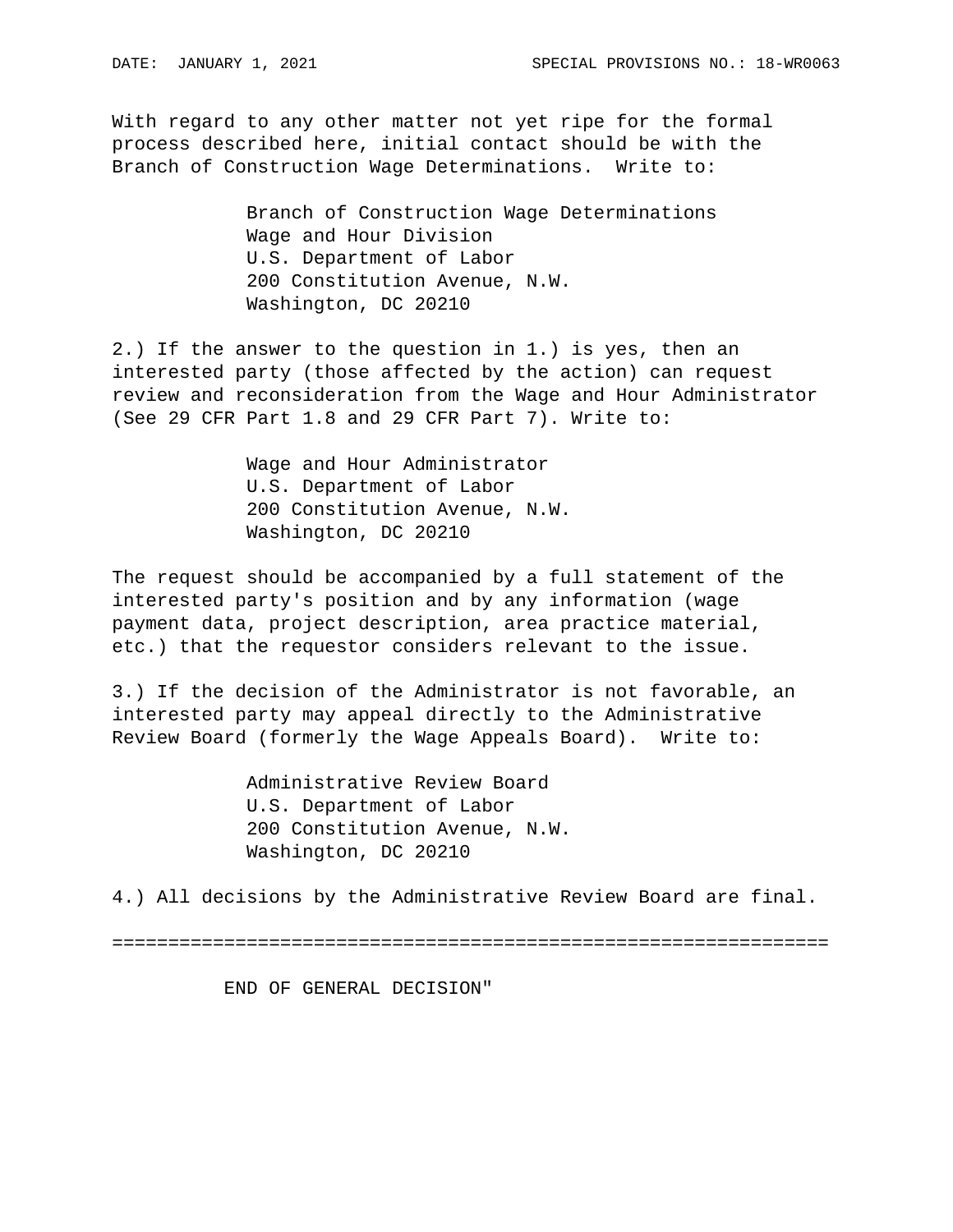With regard to any other matter not yet ripe for the formal process described here, initial contact should be with the Branch of Construction Wage Determinations. Write to:

Branch of Construction Wage Determinations
Wage and Hour Division
U.S. Department of Labor
200 Constitution Avenue, N.W.
Washington, DC 20210

2.) If the answer to the question in 1.) is yes, then an interested party (those affected by the action) can request review and reconsideration from the Wage and Hour Administrator (See 29 CFR Part 1.8 and 29 CFR Part 7). Write to:

Wage and Hour Administrator
U.S. Department of Labor
200 Constitution Avenue, N.W.
Washington, DC 20210

The request should be accompanied by a full statement of the interested party's position and by any information (wage payment data, project description, area practice material, etc.) that the requestor considers relevant to the issue.

3.) If the decision of the Administrator is not favorable, an interested party may appeal directly to the Administrative Review Board (formerly the Wage Appeals Board). Write to:

Administrative Review Board
U.S. Department of Labor
200 Constitution Avenue, N.W.
Washington, DC 20210

4.) All decisions by the Administrative Review Board are final.

================================================================

END OF GENERAL DECISION"